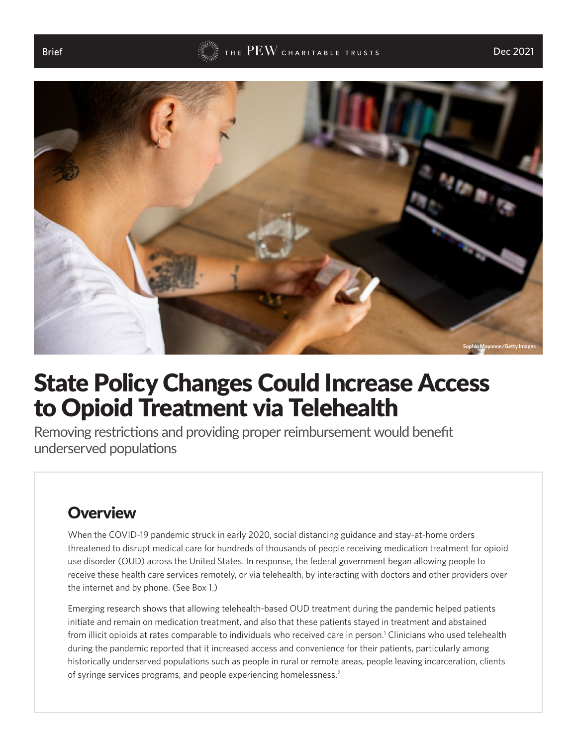Brief

Dec 2021

Sophie Mayanne/Getty Images

# State Policy Changes Could Increase Access to Opioid Treatment via Telehealth

Removing restrictions and providing proper reimbursement would benefit underserved populations

## Overview

When the COVID-19 pandemic struck in early 2020, social distancing guidance and stay-at-home orders threatened to disrupt medical care for hundreds of thousands of people receiving medication treatment for opioid use disorder (OUD) across the United States. In response, the federal government began allowing people to receive these health care services remotely, or via telehealth, by interacting with doctors and other providers over the internet and by phone. (See Box 1.)

Emerging research shows that allowing telehealth-based OUD treatment during the pandemic helped patients initiate and remain on medication treatment, and also that these patients stayed in treatment and abstained from illicit opioids at rates comparable to individuals who received care in person.[1] Clinicians who used telehealth during the pandemic reported that it increased access and convenience for their patients, particularly among historically underserved populations such as people in rural or remote areas, people leaving incarceration, clients of syringe services programs, and people experiencing homelessness.[2]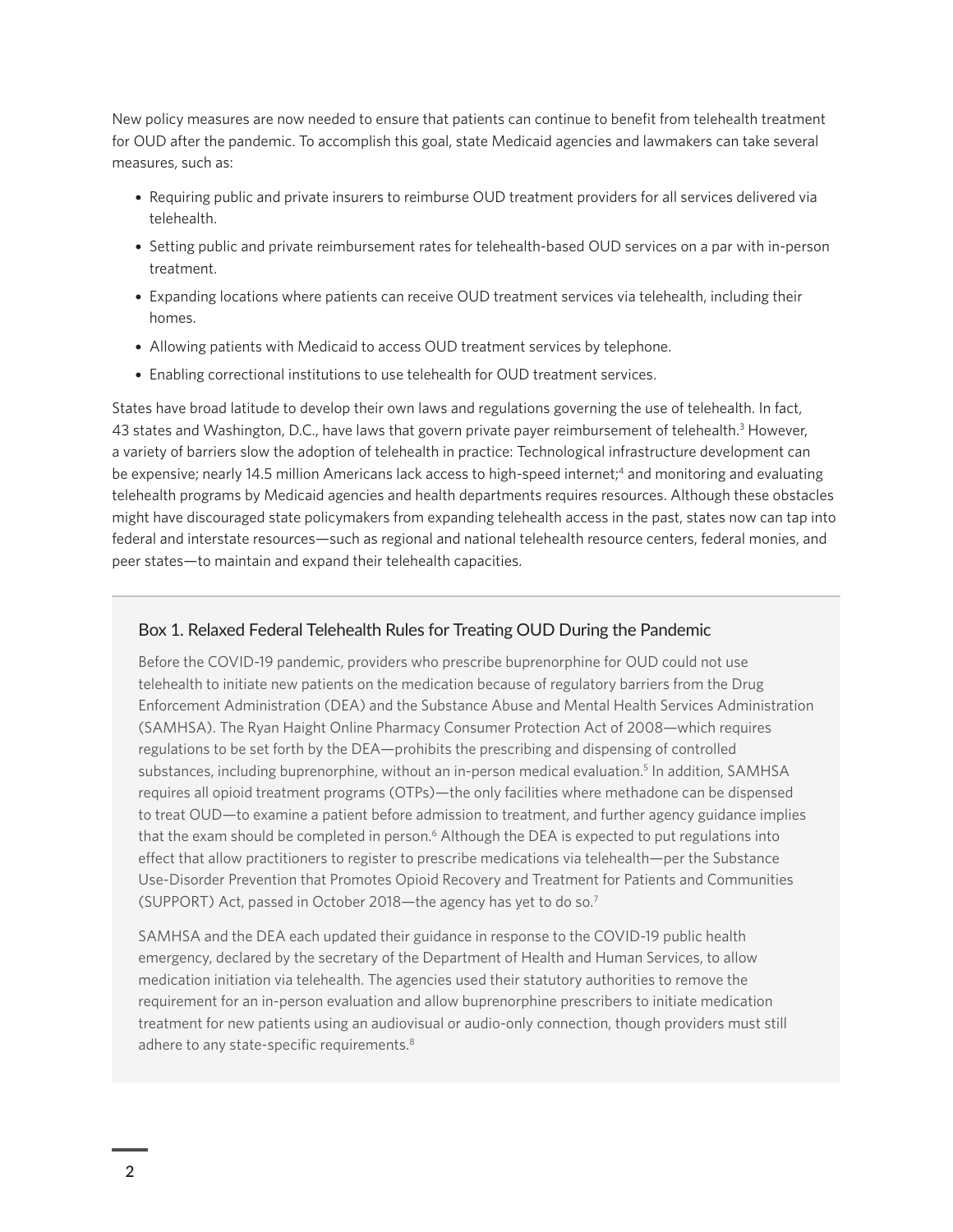New policy measures are now needed to ensure that patients can continue to benefit from telehealth treatment for OUD after the pandemic. To accomplish this goal, state Medicaid agencies and lawmakers can take several measures, such as:

- Requiring public and private insurers to reimburse OUD treatment providers for all services delivered via telehealth.
- Setting public and private reimbursement rates for telehealth-based OUD services on a par with in-person treatment.
- Expanding locations where patients can receive OUD treatment services via telehealth, including their homes.
- Allowing patients with Medicaid to access OUD treatment services by telephone.
- Enabling correctional institutions to use telehealth for OUD treatment services.

States have broad latitude to develop their own laws and regulations governing the use of telehealth. In fact, 43 states and Washington, D.C., have laws that govern private payer reimbursement of telehealth.[3] However, a variety of barriers slow the adoption of telehealth in practice: Technological infrastructure development can be expensive; nearly 14.5 million Americans lack access to high-speed internet;[4] and monitoring and evaluating telehealth programs by Medicaid agencies and health departments requires resources. Although these obstacles might have discouraged state policymakers from expanding telehealth access in the past, states now can tap into federal and interstate resources—such as regional and national telehealth resource centers, federal monies, and peer states—to maintain and expand their telehealth capacities.

### Box 1. Relaxed Federal Telehealth Rules for Treating OUD During the Pandemic

Before the COVID-19 pandemic, providers who prescribe buprenorphine for OUD could not use telehealth to initiate new patients on the medication because of regulatory barriers from the Drug Enforcement Administration (DEA) and the Substance Abuse and Mental Health Services Administration (SAMHSA). The Ryan Haight Online Pharmacy Consumer Protection Act of 2008—which requires regulations to be set forth by the DEA—prohibits the prescribing and dispensing of controlled substances, including buprenorphine, without an in-person medical evaluation.[5] In addition, SAMHSA requires all opioid treatment programs (OTPs)—the only facilities where methadone can be dispensed to treat OUD—to examine a patient before admission to treatment, and further agency guidance implies that the exam should be completed in person.[6] Although the DEA is expected to put regulations into effect that allow practitioners to register to prescribe medications via telehealth—per the Substance Use-Disorder Prevention that Promotes Opioid Recovery and Treatment for Patients and Communities (SUPPORT) Act, passed in October 2018—the agency has yet to do so.[7]

SAMHSA and the DEA each updated their guidance in response to the COVID-19 public health emergency, declared by the secretary of the Department of Health and Human Services, to allow medication initiation via telehealth. The agencies used their statutory authorities to remove the requirement for an in-person evaluation and allow buprenorphine prescribers to initiate medication treatment for new patients using an audiovisual or audio-only connection, though providers must still adhere to any state-specific requirements.[8]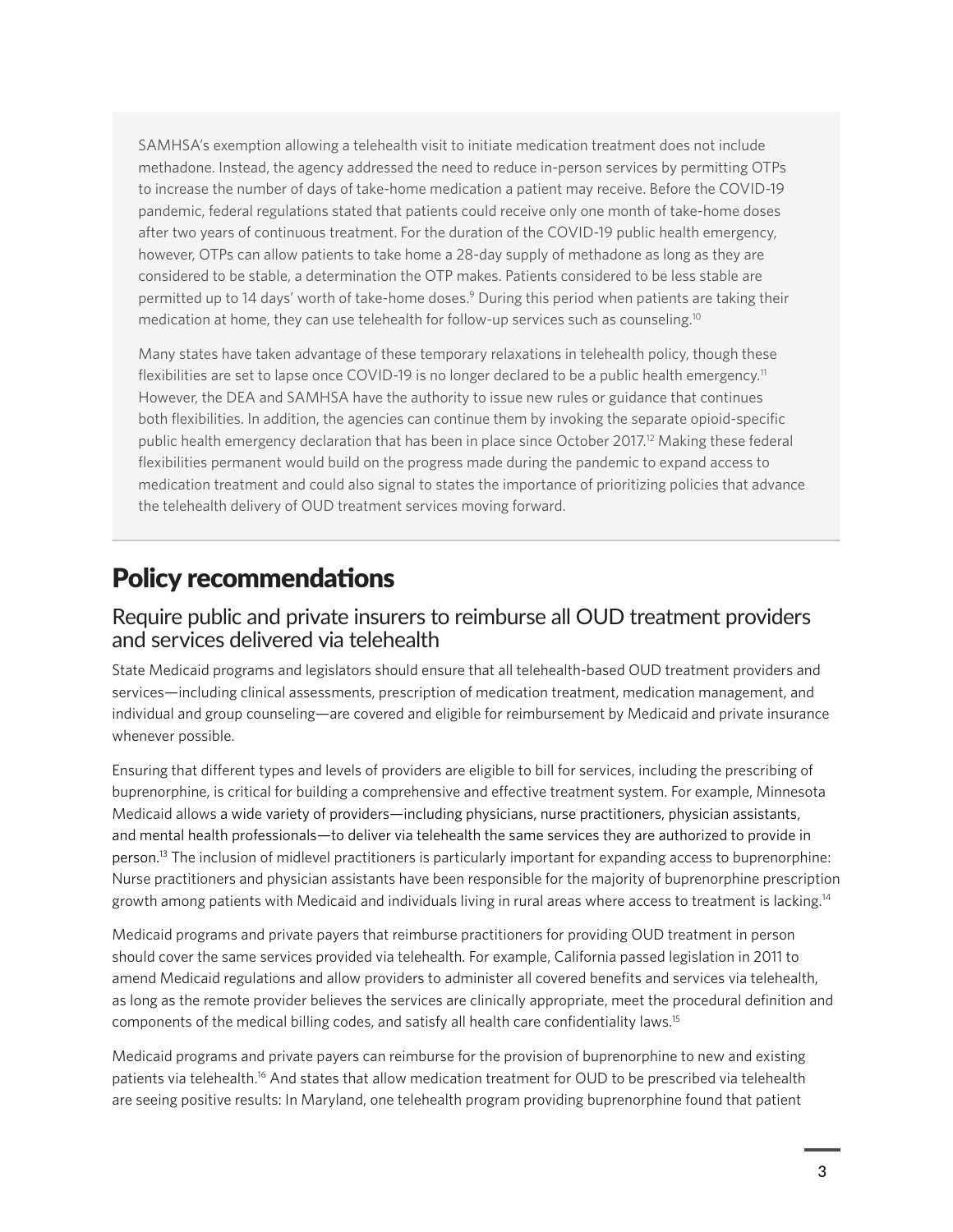SAMHSA's exemption allowing a telehealth visit to initiate medication treatment does not include methadone. Instead, the agency addressed the need to reduce in-person services by permitting OTPs to increase the number of days of take-home medication a patient may receive. Before the COVID-19 pandemic, federal regulations stated that patients could receive only one month of take-home doses after two years of continuous treatment. For the duration of the COVID-19 public health emergency, however, OTPs can allow patients to take home a 28-day supply of methadone as long as they are considered to be stable, a determination the OTP makes. Patients considered to be less stable are permitted up to 14 days' worth of take-home doses.[9] During this period when patients are taking their medication at home, they can use telehealth for follow-up services such as counseling.[10]

Many states have taken advantage of these temporary relaxations in telehealth policy, though these flexibilities are set to lapse once COVID-19 is no longer declared to be a public health emergency.[11] However, the DEA and SAMHSA have the authority to issue new rules or guidance that continues both flexibilities. In addition, the agencies can continue them by invoking the separate opioid-specific public health emergency declaration that has been in place since October 2017.[12] Making these federal flexibilities permanent would build on the progress made during the pandemic to expand access to medication treatment and could also signal to states the importance of prioritizing policies that advance the telehealth delivery of OUD treatment services moving forward.

## Policy recommendations

### Require public and private insurers to reimburse all OUD treatment providers and services delivered via telehealth

State Medicaid programs and legislators should ensure that all telehealth-based OUD treatment providers and services—including clinical assessments, prescription of medication treatment, medication management, and individual and group counseling—are covered and eligible for reimbursement by Medicaid and private insurance whenever possible.

Ensuring that different types and levels of providers are eligible to bill for services, including the prescribing of buprenorphine, is critical for building a comprehensive and effective treatment system. For example, Minnesota Medicaid allows a wide variety of providers—including physicians, nurse practitioners, physician assistants, and mental health professionals—to deliver via telehealth the same services they are authorized to provide in person.[13] The inclusion of midlevel practitioners is particularly important for expanding access to buprenorphine: Nurse practitioners and physician assistants have been responsible for the majority of buprenorphine prescription growth among patients with Medicaid and individuals living in rural areas where access to treatment is lacking.[14]

Medicaid programs and private payers that reimburse practitioners for providing OUD treatment in person should cover the same services provided via telehealth. For example, California passed legislation in 2011 to amend Medicaid regulations and allow providers to administer all covered benefits and services via telehealth, as long as the remote provider believes the services are clinically appropriate, meet the procedural definition and components of the medical billing codes, and satisfy all health care confidentiality laws.[15]

Medicaid programs and private payers can reimburse for the provision of buprenorphine to new and existing patients via telehealth.[16] And states that allow medication treatment for OUD to be prescribed via telehealth are seeing positive results: In Maryland, one telehealth program providing buprenorphine found that patient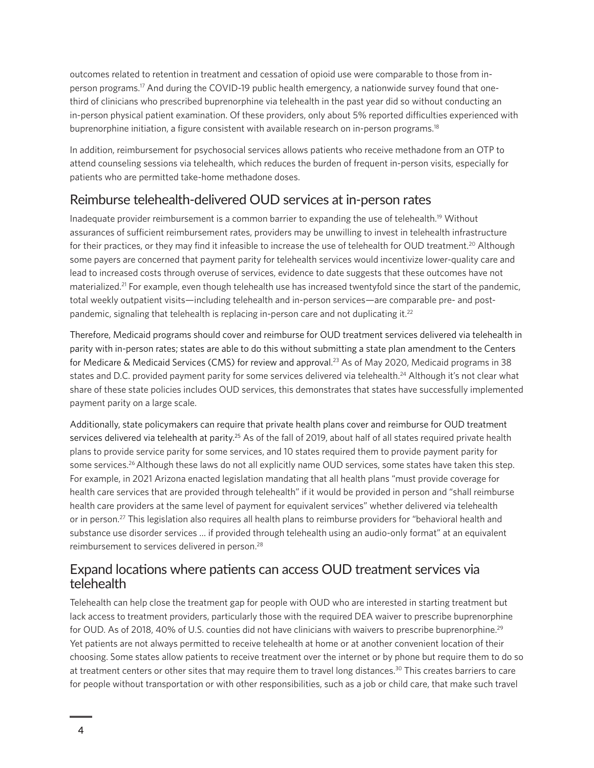outcomes related to retention in treatment and cessation of opioid use were comparable to those from in-person programs.[17] And during the COVID-19 public health emergency, a nationwide survey found that one-third of clinicians who prescribed buprenorphine via telehealth in the past year did so without conducting an in-person physical patient examination. Of these providers, only about 5% reported difficulties experienced with buprenorphine initiation, a figure consistent with available research on in-person programs.[18]

In addition, reimbursement for psychosocial services allows patients who receive methadone from an OTP to attend counseling sessions via telehealth, which reduces the burden of frequent in-person visits, especially for patients who are permitted take-home methadone doses.

## Reimburse telehealth-delivered OUD services at in-person rates

Inadequate provider reimbursement is a common barrier to expanding the use of telehealth.[19] Without assurances of sufficient reimbursement rates, providers may be unwilling to invest in telehealth infrastructure for their practices, or they may find it infeasible to increase the use of telehealth for OUD treatment.[20] Although some payers are concerned that payment parity for telehealth services would incentivize lower-quality care and lead to increased costs through overuse of services, evidence to date suggests that these outcomes have not materialized.[21] For example, even though telehealth use has increased twentyfold since the start of the pandemic, total weekly outpatient visits—including telehealth and in-person services—are comparable pre- and post-pandemic, signaling that telehealth is replacing in-person care and not duplicating it.[22]

Therefore, Medicaid programs should cover and reimburse for OUD treatment services delivered via telehealth in parity with in-person rates; states are able to do this without submitting a state plan amendment to the Centers for Medicare & Medicaid Services (CMS) for review and approval.[23] As of May 2020, Medicaid programs in 38 states and D.C. provided payment parity for some services delivered via telehealth.[24] Although it's not clear what share of these state policies includes OUD services, this demonstrates that states have successfully implemented payment parity on a large scale.

Additionally, state policymakers can require that private health plans cover and reimburse for OUD treatment services delivered via telehealth at parity.[25] As of the fall of 2019, about half of all states required private health plans to provide service parity for some services, and 10 states required them to provide payment parity for some services.[26] Although these laws do not all explicitly name OUD services, some states have taken this step. For example, in 2021 Arizona enacted legislation mandating that all health plans "must provide coverage for health care services that are provided through telehealth" if it would be provided in person and "shall reimburse health care providers at the same level of payment for equivalent services" whether delivered via telehealth or in person.[27] This legislation also requires all health plans to reimburse providers for "behavioral health and substance use disorder services … if provided through telehealth using an audio-only format" at an equivalent reimbursement to services delivered in person.[28]

## Expand locations where patients can access OUD treatment services via telehealth

Telehealth can help close the treatment gap for people with OUD who are interested in starting treatment but lack access to treatment providers, particularly those with the required DEA waiver to prescribe buprenorphine for OUD. As of 2018, 40% of U.S. counties did not have clinicians with waivers to prescribe buprenorphine.[29] Yet patients are not always permitted to receive telehealth at home or at another convenient location of their choosing. Some states allow patients to receive treatment over the internet or by phone but require them to do so at treatment centers or other sites that may require them to travel long distances.[30] This creates barriers to care for people without transportation or with other responsibilities, such as a job or child care, that make such travel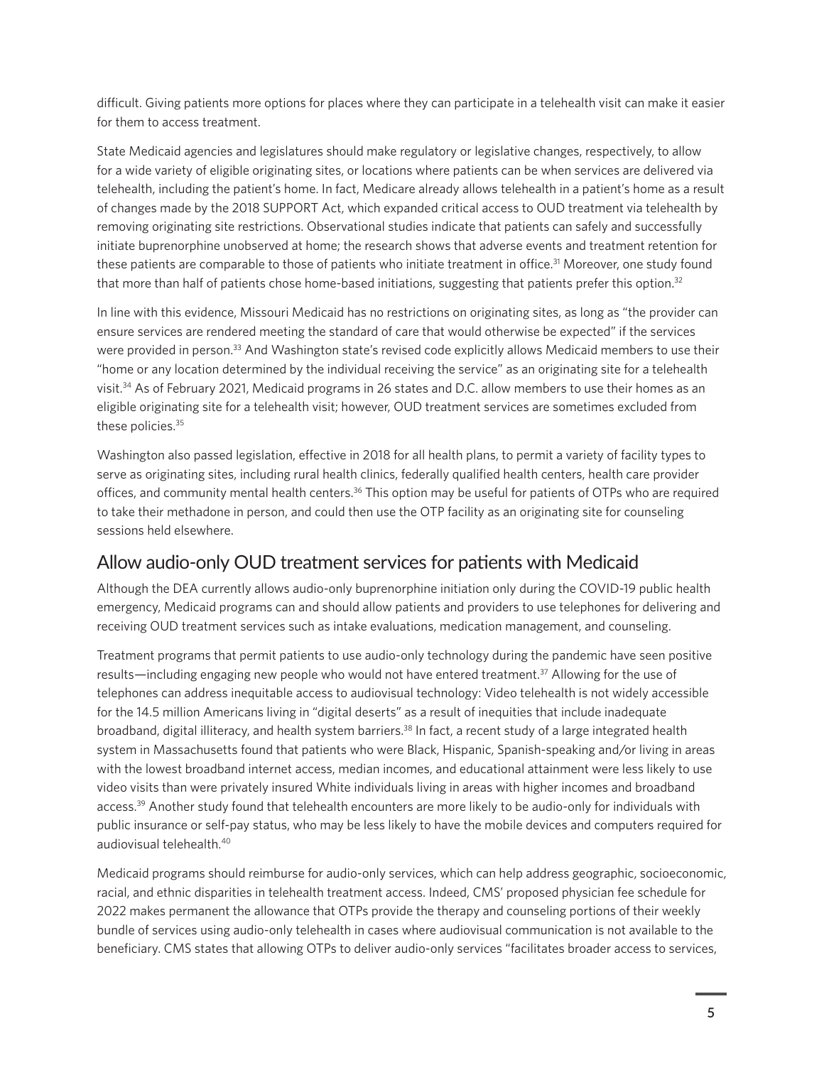difficult. Giving patients more options for places where they can participate in a telehealth visit can make it easier for them to access treatment.

State Medicaid agencies and legislatures should make regulatory or legislative changes, respectively, to allow for a wide variety of eligible originating sites, or locations where patients can be when services are delivered via telehealth, including the patient's home. In fact, Medicare already allows telehealth in a patient's home as a result of changes made by the 2018 SUPPORT Act, which expanded critical access to OUD treatment via telehealth by removing originating site restrictions. Observational studies indicate that patients can safely and successfully initiate buprenorphine unobserved at home; the research shows that adverse events and treatment retention for these patients are comparable to those of patients who initiate treatment in office.[31] Moreover, one study found that more than half of patients chose home-based initiations, suggesting that patients prefer this option.[32]

In line with this evidence, Missouri Medicaid has no restrictions on originating sites, as long as "the provider can ensure services are rendered meeting the standard of care that would otherwise be expected" if the services were provided in person.[33] And Washington state's revised code explicitly allows Medicaid members to use their "home or any location determined by the individual receiving the service" as an originating site for a telehealth visit.[34] As of February 2021, Medicaid programs in 26 states and D.C. allow members to use their homes as an eligible originating site for a telehealth visit; however, OUD treatment services are sometimes excluded from these policies.[35]

Washington also passed legislation, effective in 2018 for all health plans, to permit a variety of facility types to serve as originating sites, including rural health clinics, federally qualified health centers, health care provider offices, and community mental health centers.[36] This option may be useful for patients of OTPs who are required to take their methadone in person, and could then use the OTP facility as an originating site for counseling sessions held elsewhere.

## Allow audio-only OUD treatment services for patients with Medicaid

Although the DEA currently allows audio-only buprenorphine initiation only during the COVID-19 public health emergency, Medicaid programs can and should allow patients and providers to use telephones for delivering and receiving OUD treatment services such as intake evaluations, medication management, and counseling.

Treatment programs that permit patients to use audio-only technology during the pandemic have seen positive results—including engaging new people who would not have entered treatment.[37] Allowing for the use of telephones can address inequitable access to audiovisual technology: Video telehealth is not widely accessible for the 14.5 million Americans living in "digital deserts" as a result of inequities that include inadequate broadband, digital illiteracy, and health system barriers.[38] In fact, a recent study of a large integrated health system in Massachusetts found that patients who were Black, Hispanic, Spanish-speaking and/or living in areas with the lowest broadband internet access, median incomes, and educational attainment were less likely to use video visits than were privately insured White individuals living in areas with higher incomes and broadband access.[39] Another study found that telehealth encounters are more likely to be audio-only for individuals with public insurance or self-pay status, who may be less likely to have the mobile devices and computers required for audiovisual telehealth.[40]

Medicaid programs should reimburse for audio-only services, which can help address geographic, socioeconomic, racial, and ethnic disparities in telehealth treatment access. Indeed, CMS' proposed physician fee schedule for 2022 makes permanent the allowance that OTPs provide the therapy and counseling portions of their weekly bundle of services using audio-only telehealth in cases where audiovisual communication is not available to the beneficiary. CMS states that allowing OTPs to deliver audio-only services "facilitates broader access to services,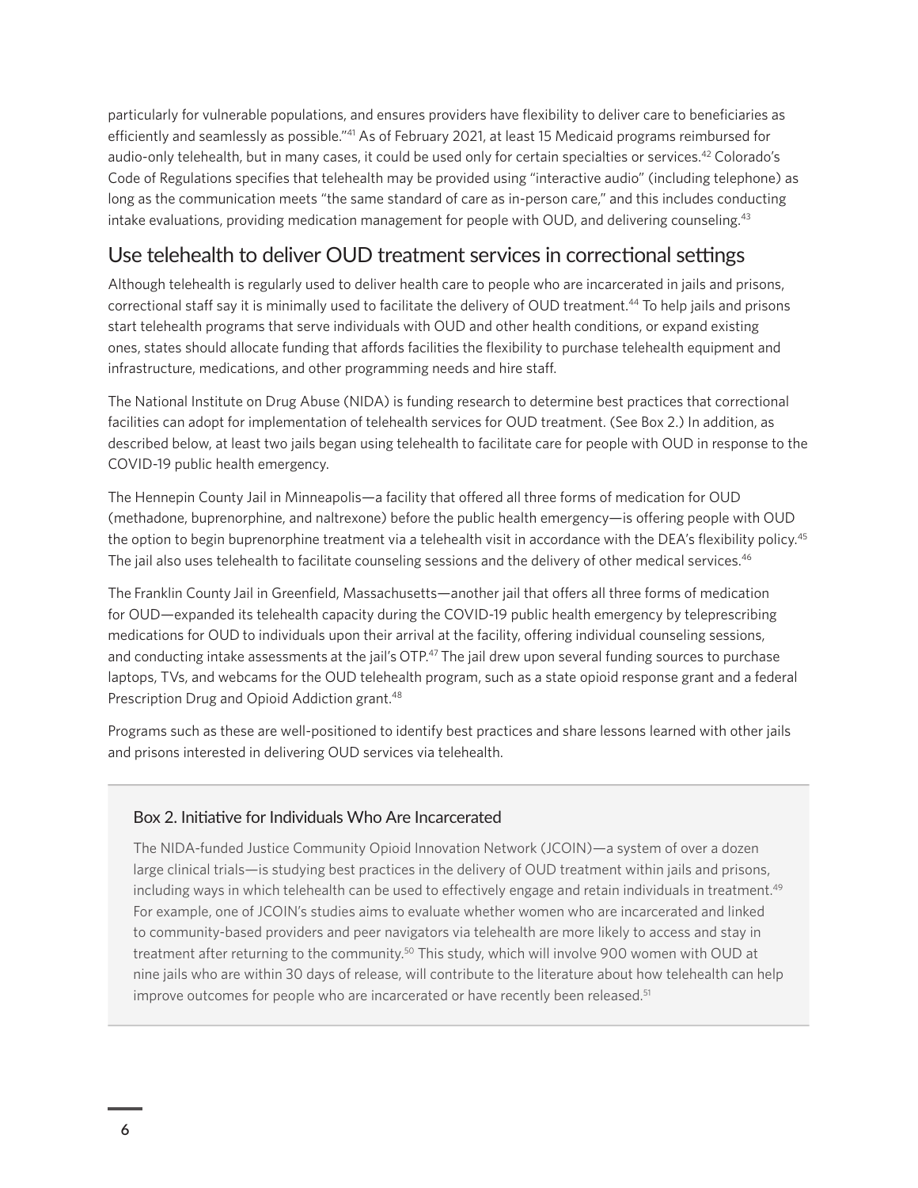particularly for vulnerable populations, and ensures providers have flexibility to deliver care to beneficiaries as efficiently and seamlessly as possible."[41] As of February 2021, at least 15 Medicaid programs reimbursed for audio-only telehealth, but in many cases, it could be used only for certain specialties or services.[42] Colorado's Code of Regulations specifies that telehealth may be provided using "interactive audio" (including telephone) as long as the communication meets "the same standard of care as in-person care," and this includes conducting intake evaluations, providing medication management for people with OUD, and delivering counseling.[43]

## Use telehealth to deliver OUD treatment services in correctional settings

Although telehealth is regularly used to deliver health care to people who are incarcerated in jails and prisons, correctional staff say it is minimally used to facilitate the delivery of OUD treatment.[44] To help jails and prisons start telehealth programs that serve individuals with OUD and other health conditions, or expand existing ones, states should allocate funding that affords facilities the flexibility to purchase telehealth equipment and infrastructure, medications, and other programming needs and hire staff.

The National Institute on Drug Abuse (NIDA) is funding research to determine best practices that correctional facilities can adopt for implementation of telehealth services for OUD treatment. (See Box 2.) In addition, as described below, at least two jails began using telehealth to facilitate care for people with OUD in response to the COVID-19 public health emergency.

The Hennepin County Jail in Minneapolis—a facility that offered all three forms of medication for OUD (methadone, buprenorphine, and naltrexone) before the public health emergency—is offering people with OUD the option to begin buprenorphine treatment via a telehealth visit in accordance with the DEA's flexibility policy.[45] The jail also uses telehealth to facilitate counseling sessions and the delivery of other medical services.[46]

The Franklin County Jail in Greenfield, Massachusetts—another jail that offers all three forms of medication for OUD—expanded its telehealth capacity during the COVID-19 public health emergency by teleprescribing medications for OUD to individuals upon their arrival at the facility, offering individual counseling sessions, and conducting intake assessments at the jail's OTP.[47] The jail drew upon several funding sources to purchase laptops, TVs, and webcams for the OUD telehealth program, such as a state opioid response grant and a federal Prescription Drug and Opioid Addiction grant.[48]

Programs such as these are well-positioned to identify best practices and share lessons learned with other jails and prisons interested in delivering OUD services via telehealth.

### Box 2. Initiative for Individuals Who Are Incarcerated

The NIDA-funded Justice Community Opioid Innovation Network (JCOIN)—a system of over a dozen large clinical trials—is studying best practices in the delivery of OUD treatment within jails and prisons, including ways in which telehealth can be used to effectively engage and retain individuals in treatment.[49] For example, one of JCOIN's studies aims to evaluate whether women who are incarcerated and linked to community-based providers and peer navigators via telehealth are more likely to access and stay in treatment after returning to the community.[50] This study, which will involve 900 women with OUD at nine jails who are within 30 days of release, will contribute to the literature about how telehealth can help improve outcomes for people who are incarcerated or have recently been released.[51]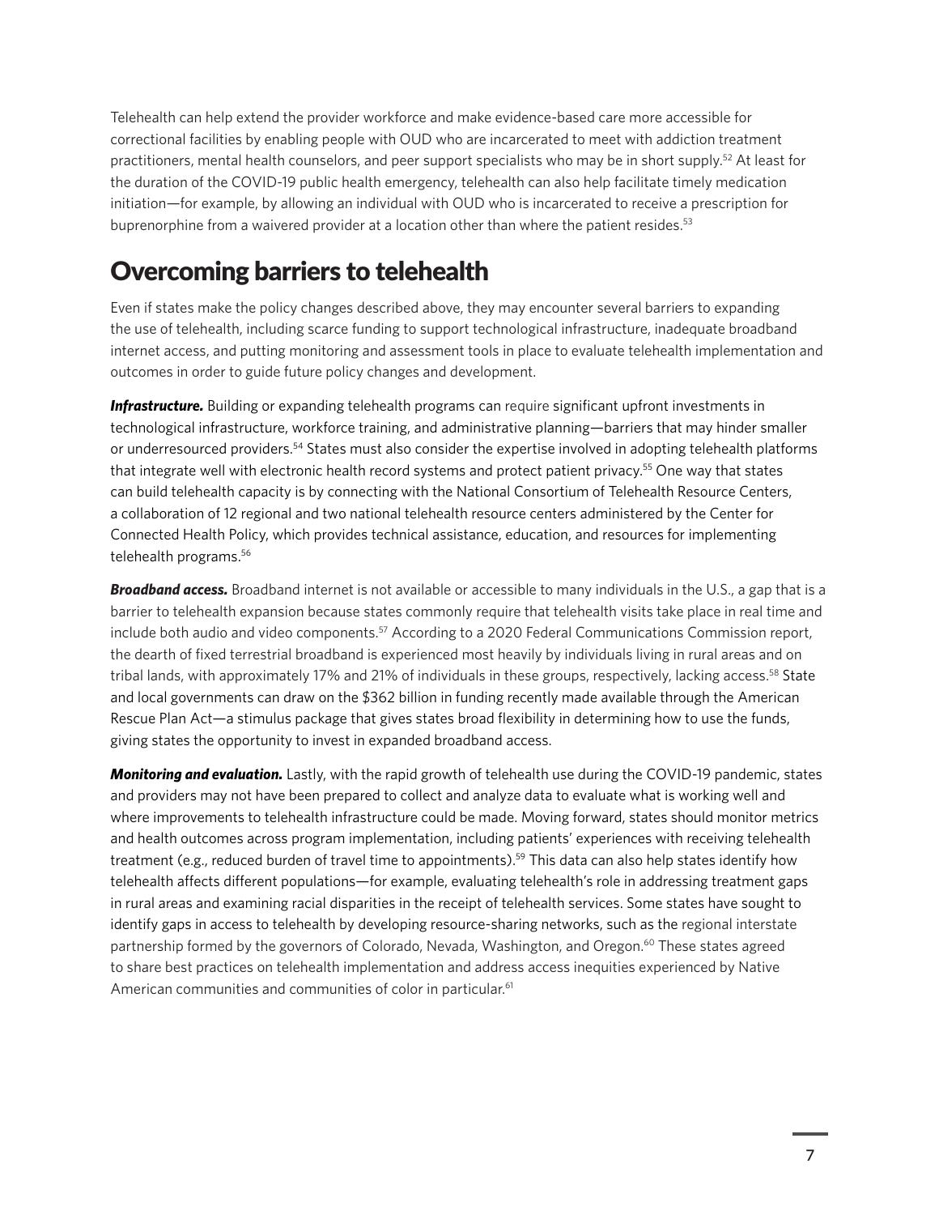Telehealth can help extend the provider workforce and make evidence-based care more accessible for correctional facilities by enabling people with OUD who are incarcerated to meet with addiction treatment practitioners, mental health counselors, and peer support specialists who may be in short supply.[52] At least for the duration of the COVID-19 public health emergency, telehealth can also help facilitate timely medication initiation—for example, by allowing an individual with OUD who is incarcerated to receive a prescription for buprenorphine from a waivered provider at a location other than where the patient resides.[53]

## Overcoming barriers to telehealth

Even if states make the policy changes described above, they may encounter several barriers to expanding the use of telehealth, including scarce funding to support technological infrastructure, inadequate broadband internet access, and putting monitoring and assessment tools in place to evaluate telehealth implementation and outcomes in order to guide future policy changes and development.

***Infrastructure.*** Building or expanding telehealth programs can require significant upfront investments in technological infrastructure, workforce training, and administrative planning—barriers that may hinder smaller or underresourced providers.[54] States must also consider the expertise involved in adopting telehealth platforms that integrate well with electronic health record systems and protect patient privacy.[55] One way that states can build telehealth capacity is by connecting with the National Consortium of Telehealth Resource Centers, a collaboration of 12 regional and two national telehealth resource centers administered by the Center for Connected Health Policy, which provides technical assistance, education, and resources for implementing telehealth programs.[56]

***Broadband access.*** Broadband internet is not available or accessible to many individuals in the U.S., a gap that is a barrier to telehealth expansion because states commonly require that telehealth visits take place in real time and include both audio and video components.[57] According to a 2020 Federal Communications Commission report, the dearth of fixed terrestrial broadband is experienced most heavily by individuals living in rural areas and on tribal lands, with approximately 17% and 21% of individuals in these groups, respectively, lacking access.[58] State and local governments can draw on the $362 billion in funding recently made available through the American Rescue Plan Act—a stimulus package that gives states broad flexibility in determining how to use the funds, giving states the opportunity to invest in expanded broadband access.

***Monitoring and evaluation.*** Lastly, with the rapid growth of telehealth use during the COVID-19 pandemic, states and providers may not have been prepared to collect and analyze data to evaluate what is working well and where improvements to telehealth infrastructure could be made. Moving forward, states should monitor metrics and health outcomes across program implementation, including patients' experiences with receiving telehealth treatment (e.g., reduced burden of travel time to appointments).[59] This data can also help states identify how telehealth affects different populations—for example, evaluating telehealth's role in addressing treatment gaps in rural areas and examining racial disparities in the receipt of telehealth services. Some states have sought to identify gaps in access to telehealth by developing resource-sharing networks, such as the regional interstate partnership formed by the governors of Colorado, Nevada, Washington, and Oregon.[60] These states agreed to share best practices on telehealth implementation and address access inequities experienced by Native American communities and communities of color in particular.[61]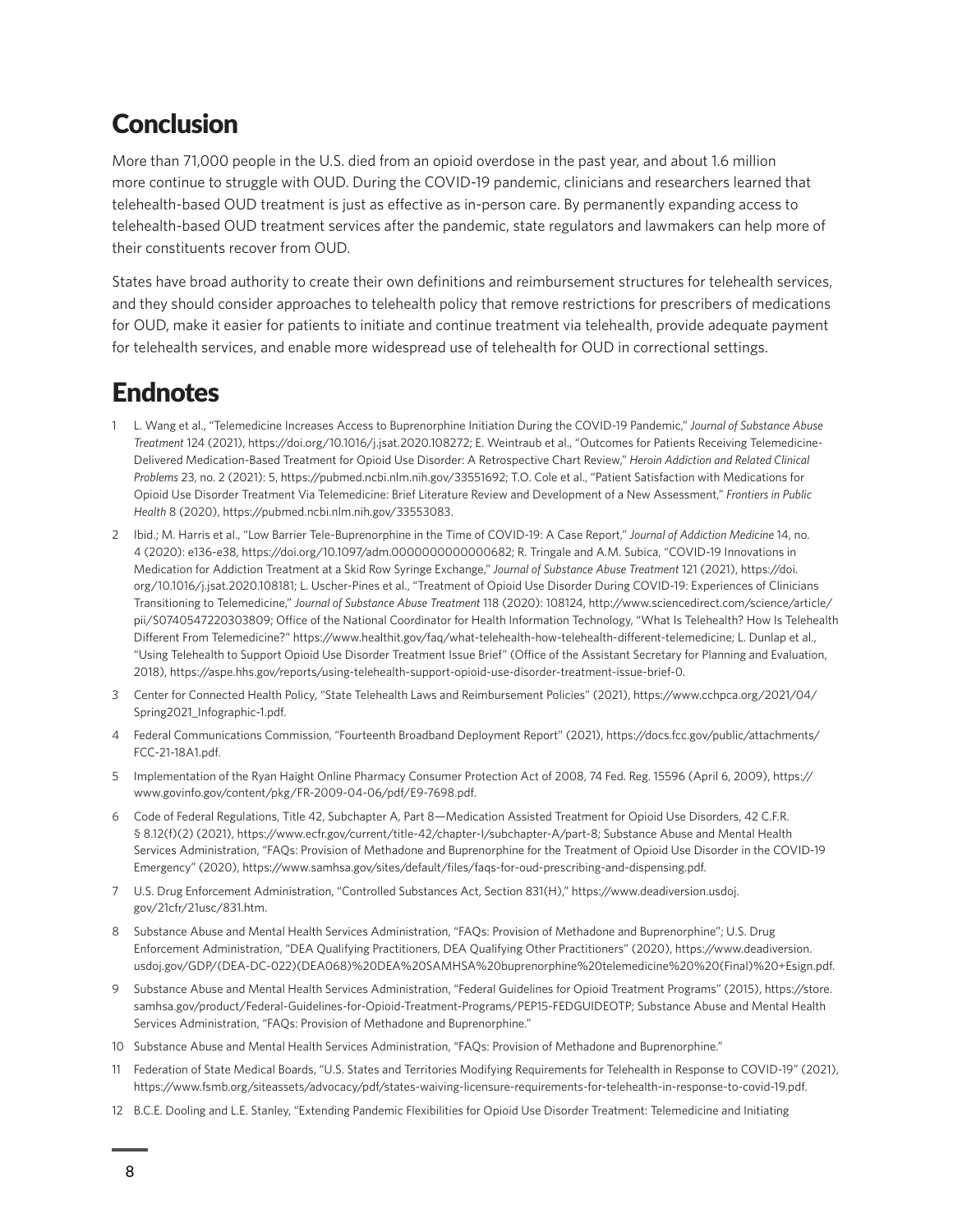## Conclusion

More than 71,000 people in the U.S. died from an opioid overdose in the past year, and about 1.6 million more continue to struggle with OUD. During the COVID-19 pandemic, clinicians and researchers learned that telehealth-based OUD treatment is just as effective as in-person care. By permanently expanding access to telehealth-based OUD treatment services after the pandemic, state regulators and lawmakers can help more of their constituents recover from OUD.

States have broad authority to create their own definitions and reimbursement structures for telehealth services, and they should consider approaches to telehealth policy that remove restrictions for prescribers of medications for OUD, make it easier for patients to initiate and continue treatment via telehealth, provide adequate payment for telehealth services, and enable more widespread use of telehealth for OUD in correctional settings.

## Endnotes

1. L. Wang et al., "Telemedicine Increases Access to Buprenorphine Initiation During the COVID-19 Pandemic," *Journal of Substance Abuse Treatment* 124 (2021), https://doi.org/10.1016/j.jsat.2020.108272; E. Weintraub et al., "Outcomes for Patients Receiving Telemedicine-Delivered Medication-Based Treatment for Opioid Use Disorder: A Retrospective Chart Review," *Heroin Addiction and Related Clinical Problems* 23, no. 2 (2021): 5, https://pubmed.ncbi.nlm.nih.gov/33551692; T.O. Cole et al., "Patient Satisfaction with Medications for Opioid Use Disorder Treatment Via Telemedicine: Brief Literature Review and Development of a New Assessment," *Frontiers in Public Health* 8 (2020), https://pubmed.ncbi.nlm.nih.gov/33553083.
2. Ibid.; M. Harris et al., "Low Barrier Tele-Buprenorphine in the Time of COVID-19: A Case Report," *Journal of Addiction Medicine* 14, no. 4 (2020): e136-e38, https://doi.org/10.1097/adm.0000000000000682; R. Tringale and A.M. Subica, "COVID-19 Innovations in Medication for Addiction Treatment at a Skid Row Syringe Exchange," *Journal of Substance Abuse Treatment* 121 (2021), https://doi.org/10.1016/j.jsat.2020.108181; L. Uscher-Pines et al., "Treatment of Opioid Use Disorder During COVID-19: Experiences of Clinicians Transitioning to Telemedicine," *Journal of Substance Abuse Treatment* 118 (2020): 108124, http://www.sciencedirect.com/science/article/pii/S0740547220303809; Office of the National Coordinator for Health Information Technology, "What Is Telehealth? How Is Telehealth Different From Telemedicine?" https://www.healthit.gov/faq/what-telehealth-how-telehealth-different-telemedicine; L. Dunlap et al., "Using Telehealth to Support Opioid Use Disorder Treatment Issue Brief" (Office of the Assistant Secretary for Planning and Evaluation, 2018), https://aspe.hhs.gov/reports/using-telehealth-support-opioid-use-disorder-treatment-issue-brief-0.
3. Center for Connected Health Policy, "State Telehealth Laws and Reimbursement Policies" (2021), https://www.cchpca.org/2021/04/Spring2021_Infographic-1.pdf.
4. Federal Communications Commission, "Fourteenth Broadband Deployment Report" (2021), https://docs.fcc.gov/public/attachments/FCC-21-18A1.pdf.
5. Implementation of the Ryan Haight Online Pharmacy Consumer Protection Act of 2008, 74 Fed. Reg. 15596 (April 6, 2009), https://www.govinfo.gov/content/pkg/FR-2009-04-06/pdf/E9-7698.pdf.
6. Code of Federal Regulations, Title 42, Subchapter A, Part 8—Medication Assisted Treatment for Opioid Use Disorders, 42 C.F.R. § 8.12(f)(2) (2021), https://www.ecfr.gov/current/title-42/chapter-I/subchapter-A/part-8; Substance Abuse and Mental Health Services Administration, "FAQs: Provision of Methadone and Buprenorphine for the Treatment of Opioid Use Disorder in the COVID-19 Emergency" (2020), https://www.samhsa.gov/sites/default/files/faqs-for-oud-prescribing-and-dispensing.pdf.
7. U.S. Drug Enforcement Administration, "Controlled Substances Act, Section 831(H)," https://www.deadiversion.usdoj.gov/21cfr/21usc/831.htm.
8. Substance Abuse and Mental Health Services Administration, "FAQs: Provision of Methadone and Buprenorphine"; U.S. Drug Enforcement Administration, "DEA Qualifying Practitioners, DEA Qualifying Other Practitioners" (2020), https://www.deadiversion.usdoj.gov/GDP/(DEA-DC-022)(DEA068)%20DEA%20SAMHSA%20buprenorphine%20telemedicine%20%20(Final)%20+Esign.pdf.
9. Substance Abuse and Mental Health Services Administration, "Federal Guidelines for Opioid Treatment Programs" (2015), https://store.samhsa.gov/product/Federal-Guidelines-for-Opioid-Treatment-Programs/PEP15-FEDGUIDEOTP; Substance Abuse and Mental Health Services Administration, "FAQs: Provision of Methadone and Buprenorphine."
10. Substance Abuse and Mental Health Services Administration, "FAQs: Provision of Methadone and Buprenorphine."
11. Federation of State Medical Boards, "U.S. States and Territories Modifying Requirements for Telehealth in Response to COVID-19" (2021), https://www.fsmb.org/siteassets/advocacy/pdf/states-waiving-licensure-requirements-for-telehealth-in-response-to-covid-19.pdf.
12. B.C.E. Dooling and L.E. Stanley, "Extending Pandemic Flexibilities for Opioid Use Disorder Treatment: Telemedicine and Initiating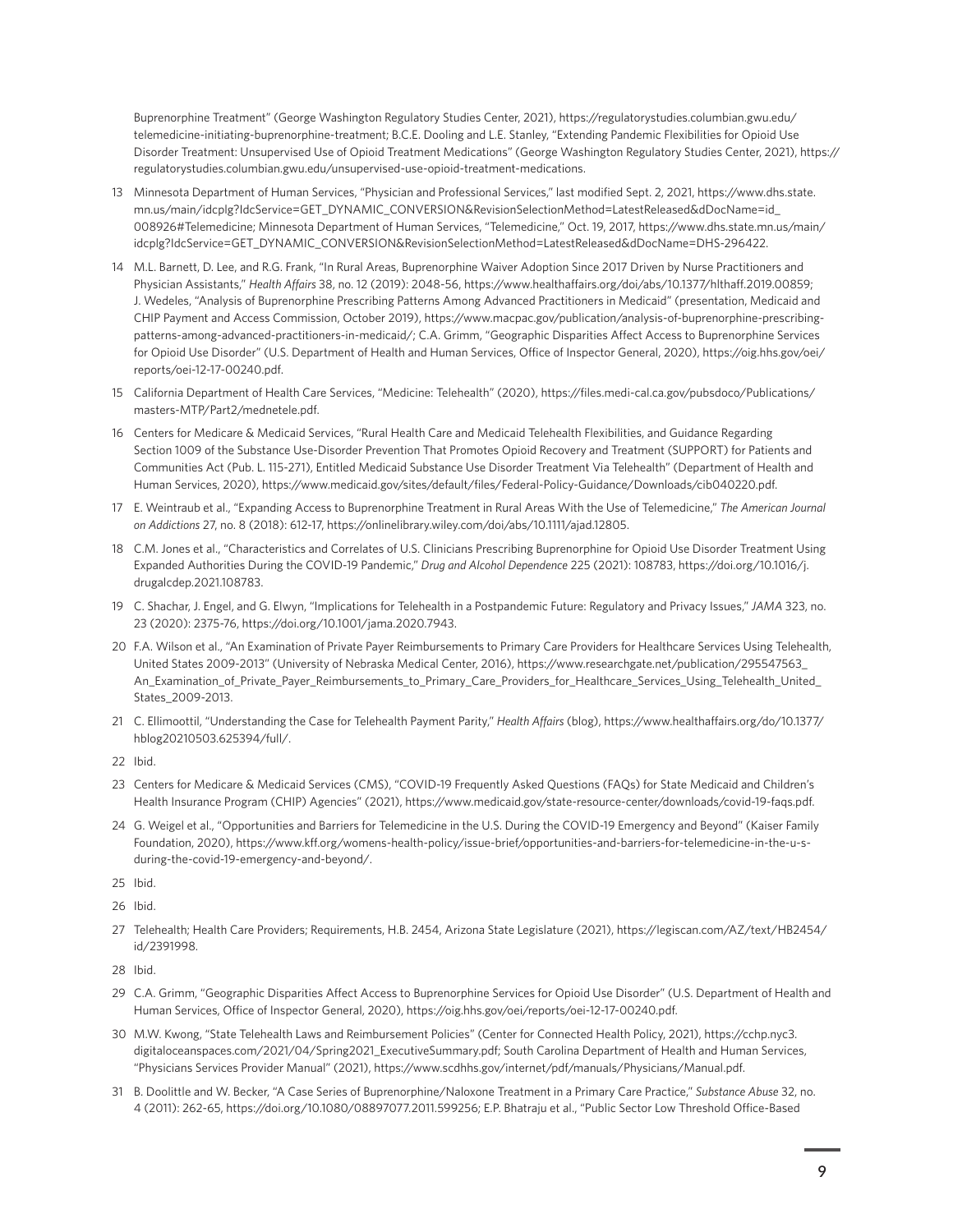Buprenorphine Treatment" (George Washington Regulatory Studies Center, 2021), https://regulatorystudies.columbian.gwu.edu/telemedicine-initiating-buprenorphine-treatment; B.C.E. Dooling and L.E. Stanley, "Extending Pandemic Flexibilities for Opioid Use Disorder Treatment: Unsupervised Use of Opioid Treatment Medications" (George Washington Regulatory Studies Center, 2021), https://regulatorystudies.columbian.gwu.edu/unsupervised-use-opioid-treatment-medications.

13 Minnesota Department of Human Services, "Physician and Professional Services," last modified Sept. 2, 2021, https://www.dhs.state.mn.us/main/idcplg?IdcService=GET_DYNAMIC_CONVERSION&RevisionSelectionMethod=LatestReleased&dDocName=id_008926#Telemedicine; Minnesota Department of Human Services, "Telemedicine," Oct. 19, 2017, https://www.dhs.state.mn.us/main/idcplg?IdcService=GET_DYNAMIC_CONVERSION&RevisionSelectionMethod=LatestReleased&dDocName=DHS-296422.

14 M.L. Barnett, D. Lee, and R.G. Frank, "In Rural Areas, Buprenorphine Waiver Adoption Since 2017 Driven by Nurse Practitioners and Physician Assistants," *Health Affairs* 38, no. 12 (2019): 2048-56, https://www.healthaffairs.org/doi/abs/10.1377/hlthaff.2019.00859; J. Wedeles, "Analysis of Buprenorphine Prescribing Patterns Among Advanced Practitioners in Medicaid" (presentation, Medicaid and CHIP Payment and Access Commission, October 2019), https://www.macpac.gov/publication/analysis-of-buprenorphine-prescribing-patterns-among-advanced-practitioners-in-medicaid/; C.A. Grimm, "Geographic Disparities Affect Access to Buprenorphine Services for Opioid Use Disorder" (U.S. Department of Health and Human Services, Office of Inspector General, 2020), https://oig.hhs.gov/oei/reports/oei-12-17-00240.pdf.

15 California Department of Health Care Services, "Medicine: Telehealth" (2020), https://files.medi-cal.ca.gov/pubsdoco/Publications/masters-MTP/Part2/mednetele.pdf.

16 Centers for Medicare & Medicaid Services, "Rural Health Care and Medicaid Telehealth Flexibilities, and Guidance Regarding Section 1009 of the Substance Use-Disorder Prevention That Promotes Opioid Recovery and Treatment (SUPPORT) for Patients and Communities Act (Pub. L. 115-271), Entitled Medicaid Substance Use Disorder Treatment Via Telehealth" (Department of Health and Human Services, 2020), https://www.medicaid.gov/sites/default/files/Federal-Policy-Guidance/Downloads/cib040220.pdf.

17 E. Weintraub et al., "Expanding Access to Buprenorphine Treatment in Rural Areas With the Use of Telemedicine," *The American Journal on Addictions* 27, no. 8 (2018): 612-17, https://onlinelibrary.wiley.com/doi/abs/10.1111/ajad.12805.

18 C.M. Jones et al., "Characteristics and Correlates of U.S. Clinicians Prescribing Buprenorphine for Opioid Use Disorder Treatment Using Expanded Authorities During the COVID-19 Pandemic," *Drug and Alcohol Dependence* 225 (2021): 108783, https://doi.org/10.1016/j.drugalcdep.2021.108783.

19 C. Shachar, J. Engel, and G. Elwyn, "Implications for Telehealth in a Postpandemic Future: Regulatory and Privacy Issues," *JAMA* 323, no. 23 (2020): 2375-76, https://doi.org/10.1001/jama.2020.7943.

20 F.A. Wilson et al., "An Examination of Private Payer Reimbursements to Primary Care Providers for Healthcare Services Using Telehealth, United States 2009-2013" (University of Nebraska Medical Center, 2016), https://www.researchgate.net/publication/295547563_An_Examination_of_Private_Payer_Reimbursements_to_Primary_Care_Providers_for_Healthcare_Services_Using_Telehealth_United_States_2009-2013.

21 C. Ellimoottil, "Understanding the Case for Telehealth Payment Parity," *Health Affairs* (blog), https://www.healthaffairs.org/do/10.1377/hblog20210503.625394/full/.

22 Ibid.

23 Centers for Medicare & Medicaid Services (CMS), "COVID-19 Frequently Asked Questions (FAQs) for State Medicaid and Children's Health Insurance Program (CHIP) Agencies" (2021), https://www.medicaid.gov/state-resource-center/downloads/covid-19-faqs.pdf.

24 G. Weigel et al., "Opportunities and Barriers for Telemedicine in the U.S. During the COVID-19 Emergency and Beyond" (Kaiser Family Foundation, 2020), https://www.kff.org/womens-health-policy/issue-brief/opportunities-and-barriers-for-telemedicine-in-the-u-s-during-the-covid-19-emergency-and-beyond/.

25 Ibid.

26 Ibid.

27 Telehealth; Health Care Providers; Requirements, H.B. 2454, Arizona State Legislature (2021), https://legiscan.com/AZ/text/HB2454/id/2391998.

28 Ibid.

29 C.A. Grimm, "Geographic Disparities Affect Access to Buprenorphine Services for Opioid Use Disorder" (U.S. Department of Health and Human Services, Office of Inspector General, 2020), https://oig.hhs.gov/oei/reports/oei-12-17-00240.pdf.

30 M.W. Kwong, "State Telehealth Laws and Reimbursement Policies" (Center for Connected Health Policy, 2021), https://cchp.nyc3.digitaloceanspaces.com/2021/04/Spring2021_ExecutiveSummary.pdf; South Carolina Department of Health and Human Services, "Physicians Services Provider Manual" (2021), https://www.scdhhs.gov/internet/pdf/manuals/Physicians/Manual.pdf.

31 B. Doolittle and W. Becker, "A Case Series of Buprenorphine/Naloxone Treatment in a Primary Care Practice," *Substance Abuse* 32, no. 4 (2011): 262-65, https://doi.org/10.1080/08897077.2011.599256; E.P. Bhatraju et al., "Public Sector Low Threshold Office-Based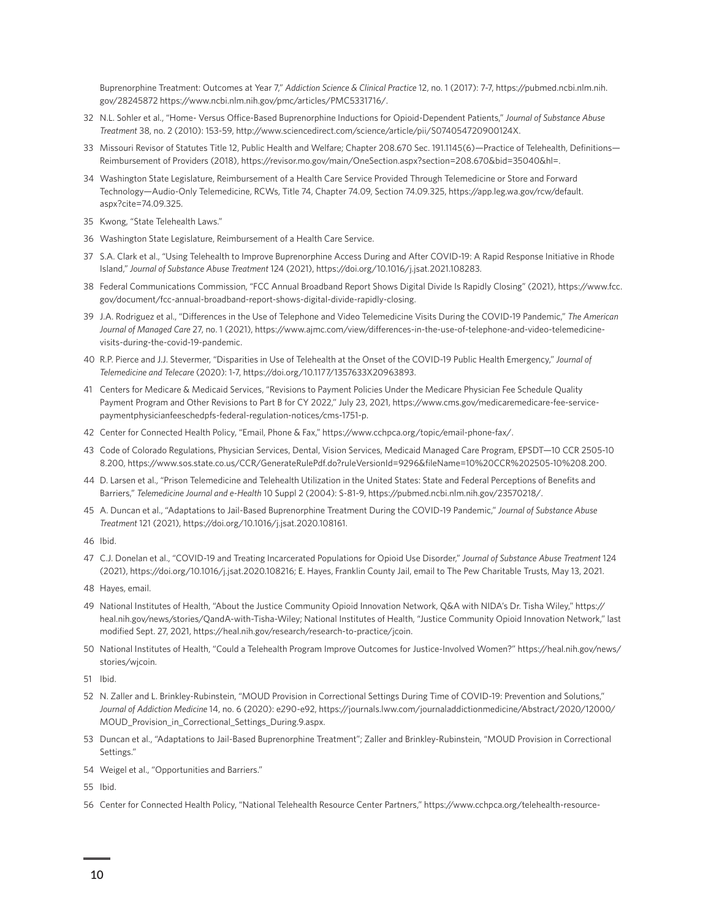Buprenorphine Treatment: Outcomes at Year 7," *Addiction Science & Clinical Practice* 12, no. 1 (2017): 7-7, https://pubmed.ncbi.nlm.nih.gov/28245872 https://www.ncbi.nlm.nih.gov/pmc/articles/PMC5331716/.

32 N.L. Sohler et al., "Home- Versus Office-Based Buprenorphine Inductions for Opioid-Dependent Patients," *Journal of Substance Abuse Treatment* 38, no. 2 (2010): 153-59, http://www.sciencedirect.com/science/article/pii/S074054720900124X.

33 Missouri Revisor of Statutes Title 12, Public Health and Welfare; Chapter 208.670 Sec. 191.1145(6)—Practice of Telehealth, Definitions—Reimbursement of Providers (2018), https://revisor.mo.gov/main/OneSection.aspx?section=208.670&bid=35040&hl=.

34 Washington State Legislature, Reimbursement of a Health Care Service Provided Through Telemedicine or Store and Forward Technology—Audio-Only Telemedicine, RCWs, Title 74, Chapter 74.09, Section 74.09.325, https://app.leg.wa.gov/rcw/default.aspx?cite=74.09.325.

35 Kwong, "State Telehealth Laws."

36 Washington State Legislature, Reimbursement of a Health Care Service.

37 S.A. Clark et al., "Using Telehealth to Improve Buprenorphine Access During and After COVID-19: A Rapid Response Initiative in Rhode Island," *Journal of Substance Abuse Treatment* 124 (2021), https://doi.org/10.1016/j.jsat.2021.108283.

38 Federal Communications Commission, "FCC Annual Broadband Report Shows Digital Divide Is Rapidly Closing" (2021), https://www.fcc.gov/document/fcc-annual-broadband-report-shows-digital-divide-rapidly-closing.

39 J.A. Rodriguez et al., "Differences in the Use of Telephone and Video Telemedicine Visits During the COVID-19 Pandemic," *The American Journal of Managed Care* 27, no. 1 (2021), https://www.ajmc.com/view/differences-in-the-use-of-telephone-and-video-telemedicine-visits-during-the-covid-19-pandemic.

40 R.P. Pierce and J.J. Stevermer, "Disparities in Use of Telehealth at the Onset of the COVID-19 Public Health Emergency," *Journal of Telemedicine and Telecare* (2020): 1-7, https://doi.org/10.1177/1357633X20963893.

41 Centers for Medicare & Medicaid Services, "Revisions to Payment Policies Under the Medicare Physician Fee Schedule Quality Payment Program and Other Revisions to Part B for CY 2022," July 23, 2021, https://www.cms.gov/medicaremedicare-fee-service-paymentphysicianfeeschedpfs-federal-regulation-notices/cms-1751-p.

42 Center for Connected Health Policy, "Email, Phone & Fax," https://www.cchpca.org/topic/email-phone-fax/.

43 Code of Colorado Regulations, Physician Services, Dental, Vision Services, Medicaid Managed Care Program, EPSDT—10 CCR 2505-10 8.200, https://www.sos.state.co.us/CCR/GenerateRulePdf.do?ruleVersionId=9296&fileName=10%20CCR%202505-10%208.200.

44 D. Larsen et al., "Prison Telemedicine and Telehealth Utilization in the United States: State and Federal Perceptions of Benefits and Barriers," *Telemedicine Journal and e-Health* 10 Suppl 2 (2004): S-81-9, https://pubmed.ncbi.nlm.nih.gov/23570218/.

45 A. Duncan et al., "Adaptations to Jail-Based Buprenorphine Treatment During the COVID-19 Pandemic," *Journal of Substance Abuse Treatment* 121 (2021), https://doi.org/10.1016/j.jsat.2020.108161.

46 Ibid.

47 C.J. Donelan et al., "COVID-19 and Treating Incarcerated Populations for Opioid Use Disorder," *Journal of Substance Abuse Treatment* 124 (2021), https://doi.org/10.1016/j.jsat.2020.108216; E. Hayes, Franklin County Jail, email to The Pew Charitable Trusts, May 13, 2021.

48 Hayes, email.

49 National Institutes of Health, "About the Justice Community Opioid Innovation Network, Q&A with NIDA's Dr. Tisha Wiley," https://heal.nih.gov/news/stories/QandA-with-Tisha-Wiley; National Institutes of Health, "Justice Community Opioid Innovation Network," last modified Sept. 27, 2021, https://heal.nih.gov/research/research-to-practice/jcoin.

50 National Institutes of Health, "Could a Telehealth Program Improve Outcomes for Justice-Involved Women?" https://heal.nih.gov/news/stories/wjcoin.

51 Ibid.

52 N. Zaller and L. Brinkley-Rubinstein, "MOUD Provision in Correctional Settings During Time of COVID-19: Prevention and Solutions," *Journal of Addiction Medicine* 14, no. 6 (2020): e290-e92, https://journals.lww.com/journaladdictionmedicine/Abstract/2020/12000/MOUD_Provision_in_Correctional_Settings_During.9.aspx.

53 Duncan et al., "Adaptations to Jail-Based Buprenorphine Treatment"; Zaller and Brinkley-Rubinstein, "MOUD Provision in Correctional Settings."

54 Weigel et al., "Opportunities and Barriers."

55 Ibid.

56 Center for Connected Health Policy, "National Telehealth Resource Center Partners," https://www.cchpca.org/telehealth-resource-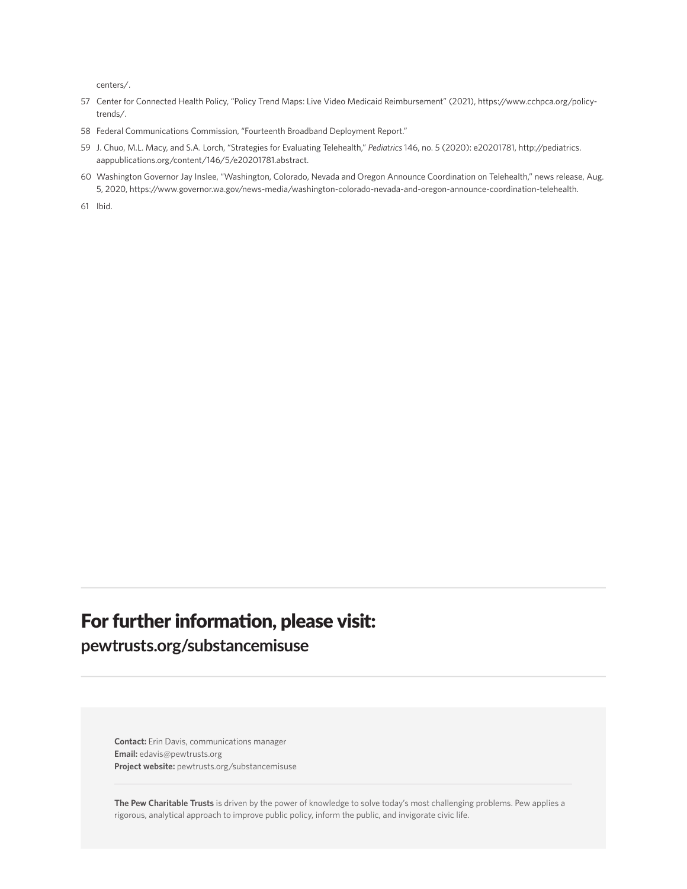centers/.

57 Center for Connected Health Policy, "Policy Trend Maps: Live Video Medicaid Reimbursement" (2021), https://www.cchpca.org/policy-trends/.

58 Federal Communications Commission, "Fourteenth Broadband Deployment Report."

59 J. Chuo, M.L. Macy, and S.A. Lorch, "Strategies for Evaluating Telehealth," *Pediatrics* 146, no. 5 (2020): e20201781, http://pediatrics.aappublications.org/content/146/5/e20201781.abstract.

60 Washington Governor Jay Inslee, "Washington, Colorado, Nevada and Oregon Announce Coordination on Telehealth," news release, Aug. 5, 2020, https://www.governor.wa.gov/news-media/washington-colorado-nevada-and-oregon-announce-coordination-telehealth.

61 Ibid.

# For further information, please visit:

## pewtrusts.org/substancemisuse

**Contact:** Erin Davis, communications manager
**Email:** edavis@pewtrusts.org
**Project website:** pewtrusts.org/substancemisuse

**The Pew Charitable Trusts** is driven by the power of knowledge to solve today's most challenging problems. Pew applies a rigorous, analytical approach to improve public policy, inform the public, and invigorate civic life.